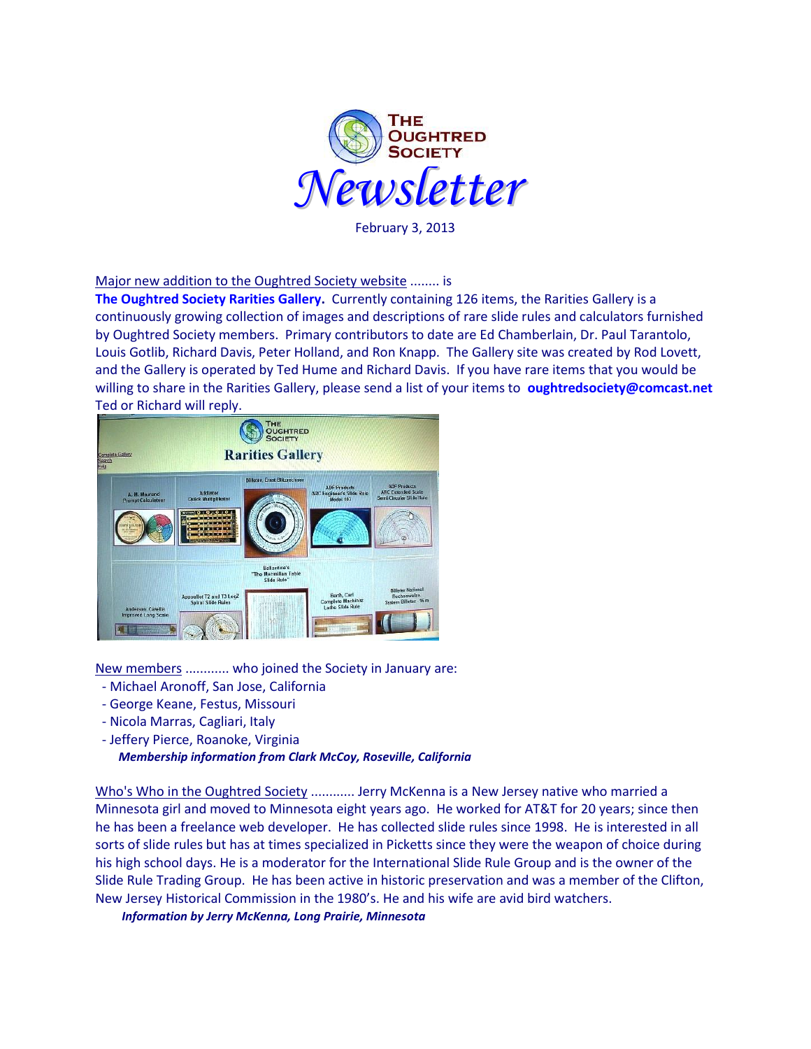# The Oughtred Society Newsletter

February 3, 2013

Major new addition to the Oughtred Society website ........ is **The Oughtred Society Rarities Gallery.** Currently containing 126 items, the Rarities Gallery is a continuously growing collection of images and descriptions of rare slide rules and calculators furnished by Oughtred Society members. Primary contributors to date are Ed Chamberlain, Dr. Paul Tarantolo, Louis Gotlib, Richard Davis, Peter Holland, and Ron Knapp. The Gallery site was created by Rod Lovett, and the Gallery is operated by Ted Hume and Richard Davis. If you have rare items that you would be willing to share in the Rarities Gallery, please send a list of your items to **oughtredsociety@comcast.net** Ted or Richard will reply.

New members ........... who joined the Society in January are:

- Michael Aronoff, San Jose, California
- George Keane, Festus, Missouri
- Nicola Marras, Cagliari, Italy
- Jeffery Pierce, Roanoke, Virginia

***Membership information from Clark McCoy, Roseville, California***

Who's Who in the Oughtred Society ........... Jerry McKenna is a New Jersey native who married a Minnesota girl and moved to Minnesota eight years ago. He worked for AT&T for 20 years; since then he has been a freelance web developer. He has collected slide rules since 1998. He is interested in all sorts of slide rules but has at times specialized in Picketts since they were the weapon of choice during his high school days. He is a moderator for the International Slide Rule Group and is the owner of the Slide Rule Trading Group. He has been active in historic preservation and was a member of the Clifton, New Jersey Historical Commission in the 1980's. He and his wife are avid bird watchers.

***Information by Jerry McKenna, Long Prairie, Minnesota***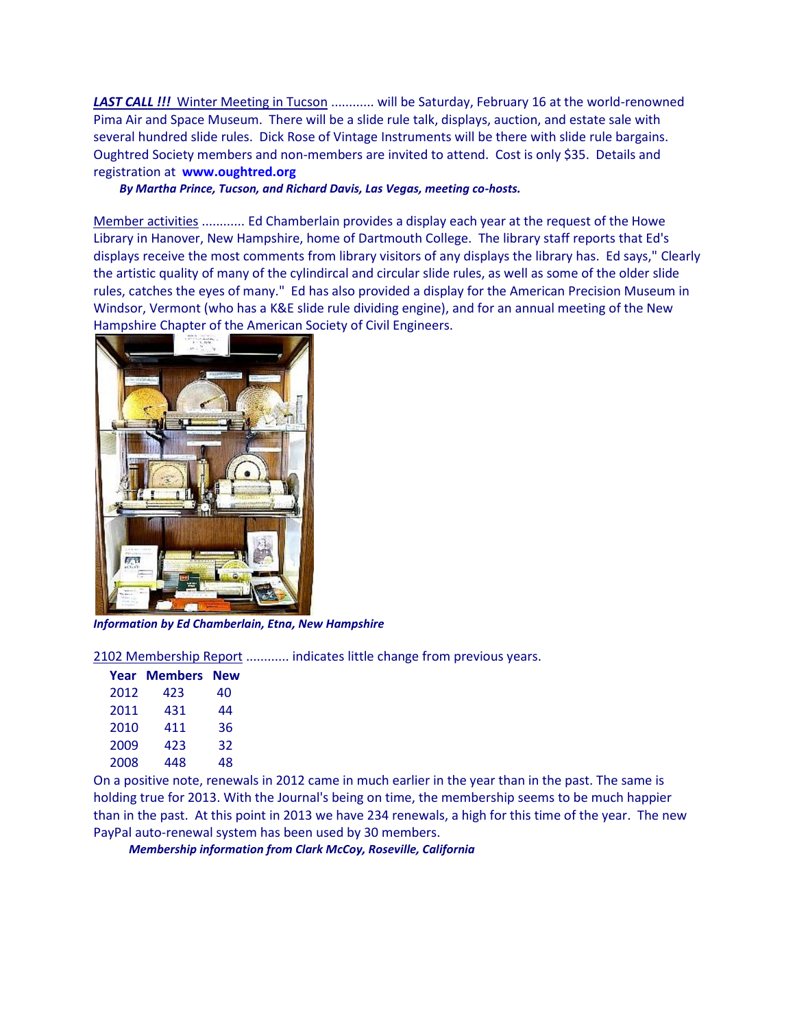***LAST CALL !!!*** Winter Meeting in Tucson ........... will be Saturday, February 16 at the world-renowned Pima Air and Space Museum. There will be a slide rule talk, displays, auction, and estate sale with several hundred slide rules. Dick Rose of Vintage Instruments will be there with slide rule bargains. Oughtred Society members and non-members are invited to attend. Cost is only $35. Details and registration at **www.oughtred.org**

***By Martha Prince, Tucson, and Richard Davis, Las Vegas, meeting co-hosts.***

Member activities ........... Ed Chamberlain provides a display each year at the request of the Howe Library in Hanover, New Hampshire, home of Dartmouth College. The library staff reports that Ed's displays receive the most comments from library visitors of any displays the library has. Ed says," Clearly the artistic quality of many of the cylindircal and circular slide rules, as well as some of the older slide rules, catches the eyes of many." Ed has also provided a display for the American Precision Museum in Windsor, Vermont (who has a K&E slide rule dividing engine), and for an annual meeting of the New Hampshire Chapter of the American Society of Civil Engineers.

***Information by Ed Chamberlain, Etna, New Hampshire***

2102 Membership Report ........... indicates little change from previous years.

| Year | Members | New |
|---|---|---|
| 2012 | 423 | 40 |
| 2011 | 431 | 44 |
| 2010 | 411 | 36 |
| 2009 | 423 | 32 |
| 2008 | 448 | 48 |

On a positive note, renewals in 2012 came in much earlier in the year than in the past. The same is holding true for 2013. With the Journal's being on time, the membership seems to be much happier than in the past. At this point in 2013 we have 234 renewals, a high for this time of the year. The new PayPal auto-renewal system has been used by 30 members.

***Membership information from Clark McCoy, Roseville, California***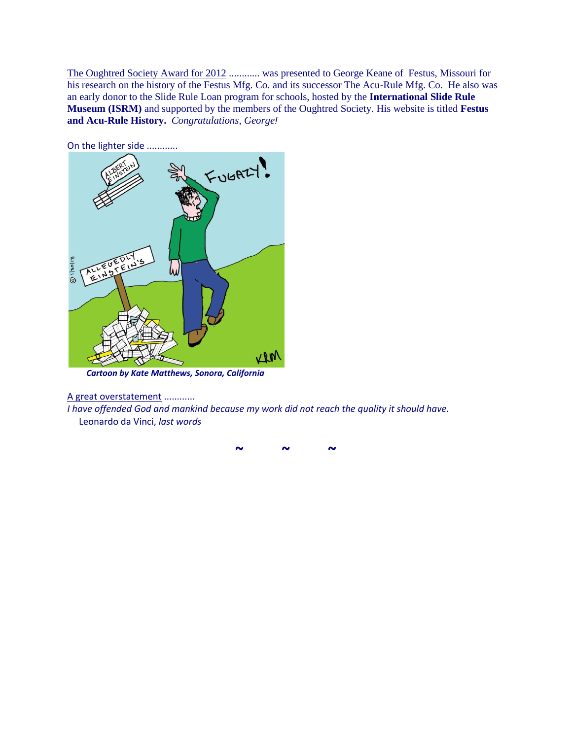The Oughtred Society Award for 2012 ............ was presented to George Keane of Festus, Missouri for his research on the history of the Festus Mfg. Co. and its successor The Acu-Rule Mfg. Co. He also was an early donor to the Slide Rule Loan program for schools, hosted by the **International Slide Rule Museum (ISRM)** and supported by the members of the Oughtred Society. His website is titled **Festus and Acu-Rule History.** *Congratulations, George!*

On the lighter side ............

***Cartoon by Kate Matthews, Sonora, California***

A great overstatement ............

*I have offended God and mankind because my work did not reach the quality it should have.*
Leonardo da Vinci, *last words*

~ ~ ~